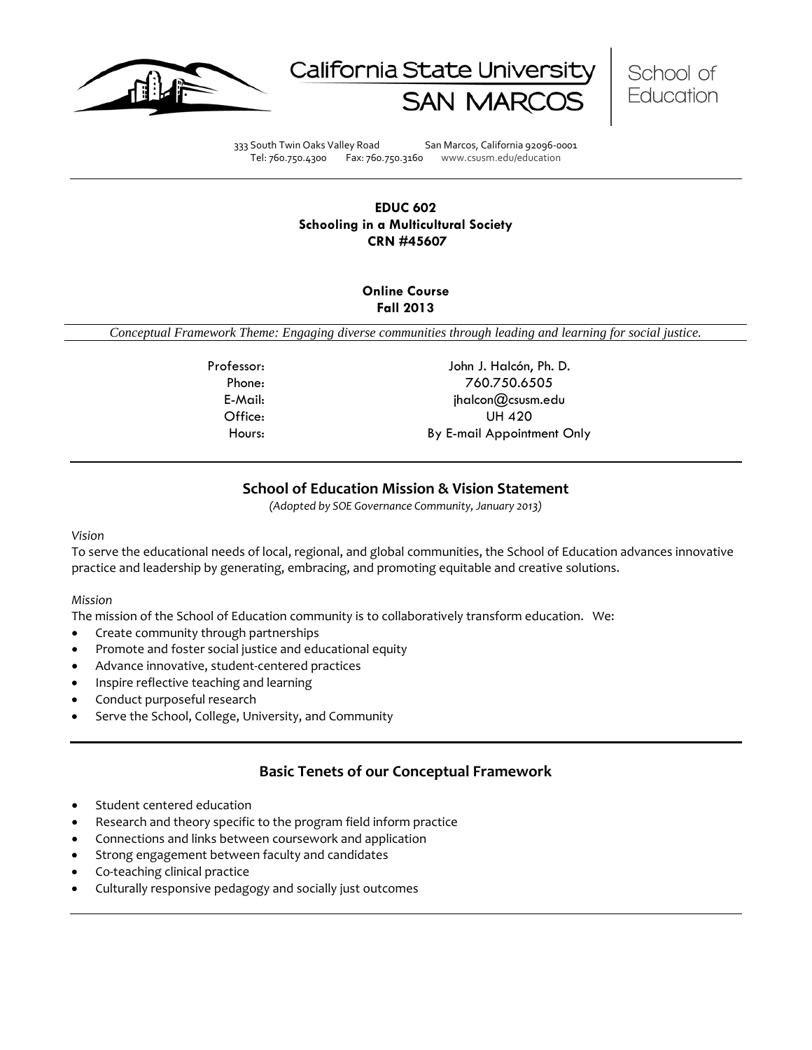California State University SAN MARCOS | School of Education

333 South Twin Oaks Valley Road San Marcos, California 92096-0001
Tel: 760.750.4300 Fax: 760.750.3160 www.csusm.edu/education

**EDUC 602**
**Schooling in a Multicultural Society**
**CRN #45607**

**Online Course**
**Fall 2013**

*Conceptual Framework Theme: Engaging diverse communities through leading and learning for social justice.*

| | |
|---|---|
| Professor: | John J. Halcón, Ph. D. |
| Phone: | 760.750.6505 |
| E-Mail: | jhalcon@csusm.edu |
| Office: | UH 420 |
| Hours: | By E-mail Appointment Only |

## School of Education Mission & Vision Statement

*(Adopted by SOE Governance Community, January 2013)*

*Vision*

To serve the educational needs of local, regional, and global communities, the School of Education advances innovative practice and leadership by generating, embracing, and promoting equitable and creative solutions.

*Mission*

The mission of the School of Education community is to collaboratively transform education. We:

- Create community through partnerships
- Promote and foster social justice and educational equity
- Advance innovative, student-centered practices
- Inspire reflective teaching and learning
- Conduct purposeful research
- Serve the School, College, University, and Community

## Basic Tenets of our Conceptual Framework

- Student centered education
- Research and theory specific to the program field inform practice
- Connections and links between coursework and application
- Strong engagement between faculty and candidates
- Co-teaching clinical practice
- Culturally responsive pedagogy and socially just outcomes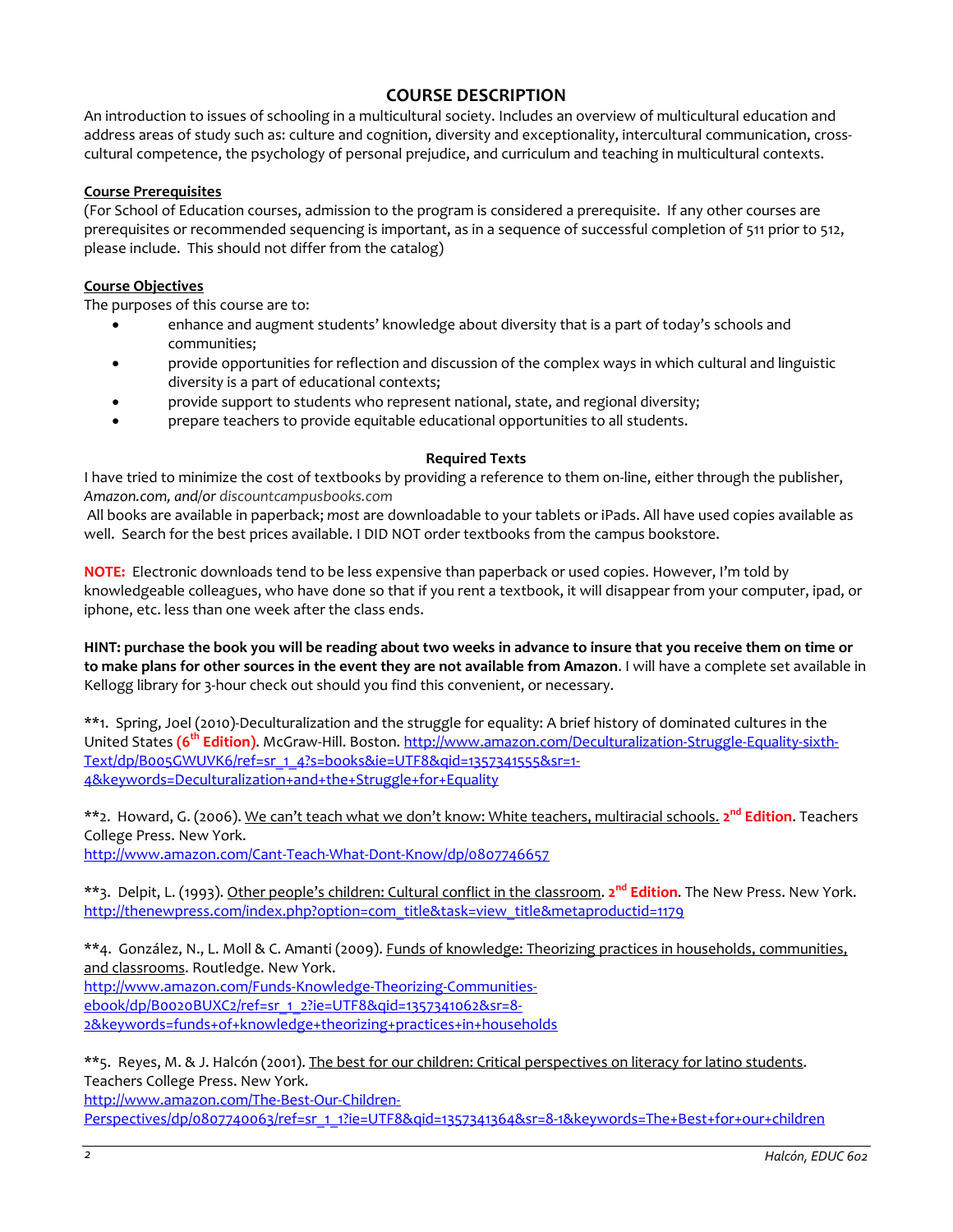## COURSE DESCRIPTION

An introduction to issues of schooling in a multicultural society. Includes an overview of multicultural education and address areas of study such as: culture and cognition, diversity and exceptionality, intercultural communication, cross-cultural competence, the psychology of personal prejudice, and curriculum and teaching in multicultural contexts.

### Course Prerequisites

(For School of Education courses, admission to the program is considered a prerequisite. If any other courses are prerequisites or recommended sequencing is important, as in a sequence of successful completion of 511 prior to 512, please include. This should not differ from the catalog)

### Course Objectives

The purposes of this course are to:

- enhance and augment students' knowledge about diversity that is a part of today's schools and communities;
- provide opportunities for reflection and discussion of the complex ways in which cultural and linguistic diversity is a part of educational contexts;
- provide support to students who represent national, state, and regional diversity;
- prepare teachers to provide equitable educational opportunities to all students.

### Required Texts

I have tried to minimize the cost of textbooks by providing a reference to them on-line, either through the publisher, *Amazon.com, and/or discountcampusbooks.com*

All books are available in paperback; *most* are downloadable to your tablets or iPads. All have used copies available as well. Search for the best prices available. I DID NOT order textbooks from the campus bookstore.

**NOTE:** Electronic downloads tend to be less expensive than paperback or used copies. However, I'm told by knowledgeable colleagues, who have done so that if you rent a textbook, it will disappear from your computer, ipad, or iphone, etc. less than one week after the class ends.

**HINT: purchase the book you will be reading about two weeks in advance to insure that you receive them on time or to make plans for other sources in the event they are not available from Amazon.** I will have a complete set available in Kellogg library for 3-hour check out should you find this convenient, or necessary.

**1. Spring, Joel (2010)-Deculturalization and the struggle for equality: A brief history of dominated cultures in the United States **(6th Edition)**. McGraw-Hill. Boston. http://www.amazon.com/Deculturalization-Struggle-Equality-sixth-Text/dp/B005GWUVK6/ref=sr_1_4?s=books&ie=UTF8&qid=1357341555&sr=1-4&keywords=Deculturalization+and+the+Struggle+for+Equality

**2. Howard, G. (2006). We can't teach what we don't know: White teachers, multiracial schools. **2nd Edition.** Teachers College Press. New York.
http://www.amazon.com/Cant-Teach-What-Dont-Know/dp/0807746657

**3. Delpit, L. (1993). Other people's children: Cultural conflict in the classroom. **2nd Edition.** The New Press. New York.
http://thenewpress.com/index.php?option=com_title&task=view_title&metaproductid=1179

**4. González, N., L. Moll & C. Amanti (2009). Funds of knowledge: Theorizing practices in households, communities, and classrooms. Routledge. New York.
http://www.amazon.com/Funds-Knowledge-Theorizing-Communities-ebook/dp/B0020BUXC2/ref=sr_1_2?ie=UTF8&qid=1357341062&sr=8-2&keywords=funds+of+knowledge+theorizing+practices+in+households

**5. Reyes, M. & J. Halcón (2001). The best for our children: Critical perspectives on literacy for latino students. Teachers College Press. New York.
http://www.amazon.com/The-Best-Our-Children-Perspectives/dp/0807740063/ref=sr_1_1?ie=UTF8&qid=1357341364&sr=8-1&keywords=The+Best+for+our+children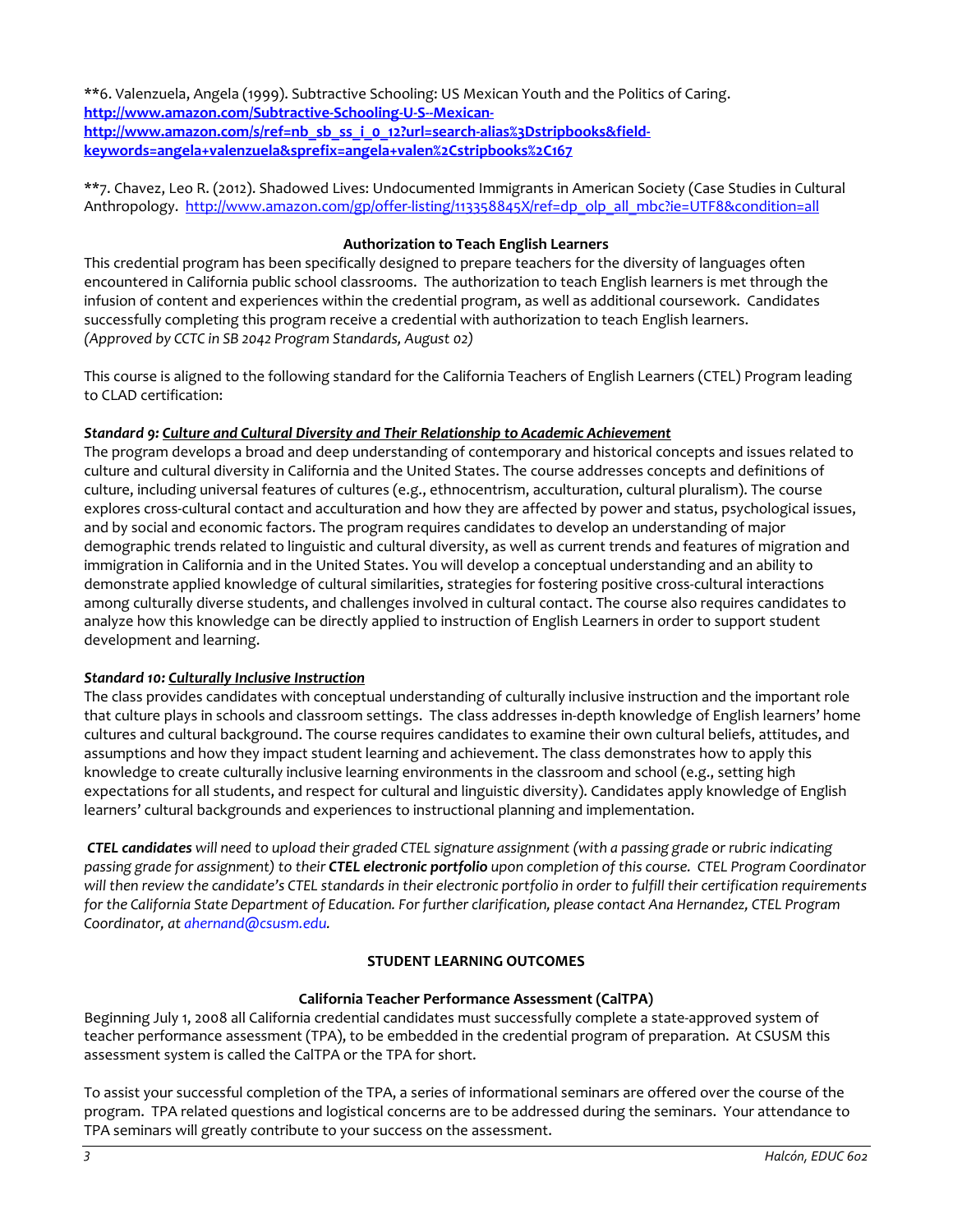**6. Valenzuela, Angela (1999). Subtractive Schooling: US Mexican Youth and the Politics of Caring. **http://www.amazon.com/Subtractive-Schooling-U-S--Mexican-**
**http://www.amazon.com/s/ref=nb_sb_ss_i_0_12?url=search-alias%3Dstripbooks&field-keywords=angela+valenzuela&sprefix=angela+valen%2Cstripbooks%2C167**

**7. Chavez, Leo R. (2012). Shadowed Lives: Undocumented Immigrants in American Society (Case Studies in Cultural Anthropology. http://www.amazon.com/gp/offer-listing/113358845X/ref=dp_olp_all_mbc?ie=UTF8&condition=all

### Authorization to Teach English Learners

This credential program has been specifically designed to prepare teachers for the diversity of languages often encountered in California public school classrooms. The authorization to teach English learners is met through the infusion of content and experiences within the credential program, as well as additional coursework. Candidates successfully completing this program receive a credential with authorization to teach English learners.
*(Approved by CCTC in SB 2042 Program Standards, August 02)*

This course is aligned to the following standard for the California Teachers of English Learners (CTEL) Program leading to CLAD certification:

***Standard 9: Culture and Cultural Diversity and Their Relationship to Academic Achievement***

The program develops a broad and deep understanding of contemporary and historical concepts and issues related to culture and cultural diversity in California and the United States. The course addresses concepts and definitions of culture, including universal features of cultures (e.g., ethnocentrism, acculturation, cultural pluralism). The course explores cross-cultural contact and acculturation and how they are affected by power and status, psychological issues, and by social and economic factors. The program requires candidates to develop an understanding of major demographic trends related to linguistic and cultural diversity, as well as current trends and features of migration and immigration in California and in the United States. You will develop a conceptual understanding and an ability to demonstrate applied knowledge of cultural similarities, strategies for fostering positive cross-cultural interactions among culturally diverse students, and challenges involved in cultural contact. The course also requires candidates to analyze how this knowledge can be directly applied to instruction of English Learners in order to support student development and learning.

***Standard 10: Culturally Inclusive Instruction***

The class provides candidates with conceptual understanding of culturally inclusive instruction and the important role that culture plays in schools and classroom settings. The class addresses in-depth knowledge of English learners' home cultures and cultural background. The course requires candidates to examine their own cultural beliefs, attitudes, and assumptions and how they impact student learning and achievement. The class demonstrates how to apply this knowledge to create culturally inclusive learning environments in the classroom and school (e.g., setting high expectations for all students, and respect for cultural and linguistic diversity). Candidates apply knowledge of English learners' cultural backgrounds and experiences to instructional planning and implementation.

***CTEL candidates** will need to upload their graded CTEL signature assignment (with a passing grade or rubric indicating passing grade for assignment) to their **CTEL electronic portfolio** upon completion of this course. CTEL Program Coordinator will then review the candidate's CTEL standards in their electronic portfolio in order to fulfill their certification requirements for the California State Department of Education. For further clarification, please contact Ana Hernandez, CTEL Program Coordinator, at ahernand@csusm.edu.*

## STUDENT LEARNING OUTCOMES

### California Teacher Performance Assessment (CalTPA)

Beginning July 1, 2008 all California credential candidates must successfully complete a state-approved system of teacher performance assessment (TPA), to be embedded in the credential program of preparation. At CSUSM this assessment system is called the CalTPA or the TPA for short.

To assist your successful completion of the TPA, a series of informational seminars are offered over the course of the program. TPA related questions and logistical concerns are to be addressed during the seminars. Your attendance to TPA seminars will greatly contribute to your success on the assessment.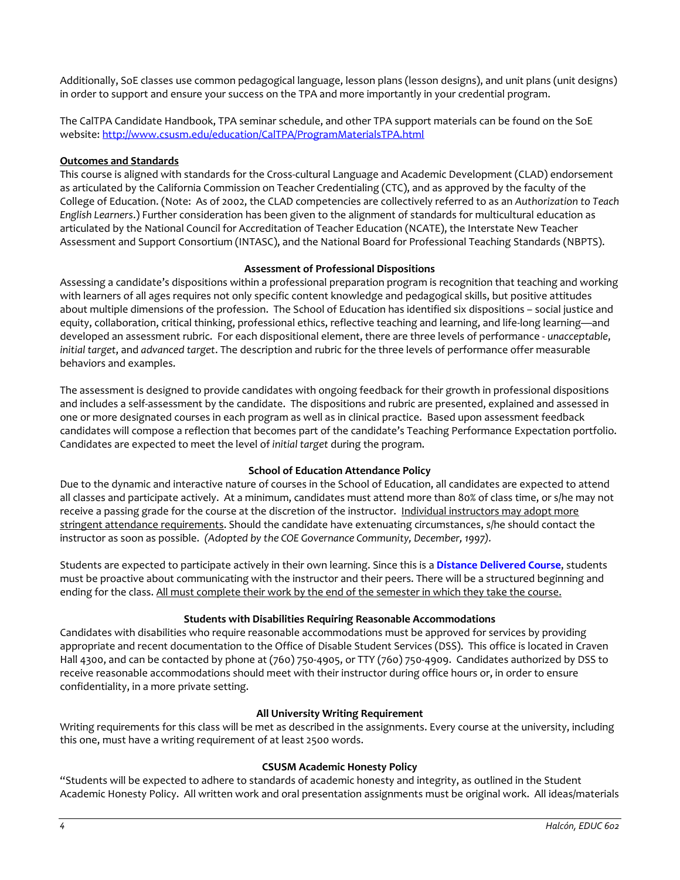Additionally, SoE classes use common pedagogical language, lesson plans (lesson designs), and unit plans (unit designs) in order to support and ensure your success on the TPA and more importantly in your credential program.

The CalTPA Candidate Handbook, TPA seminar schedule, and other TPA support materials can be found on the SoE website: [http://www.csusm.edu/education/CalTPA/ProgramMaterialsTPA.html](http://www.csusm.edu/education/CalTPA/ProgramMaterialsTPA.html)

**Outcomes and Standards**

This course is aligned with standards for the Cross-cultural Language and Academic Development (CLAD) endorsement as articulated by the California Commission on Teacher Credentialing (CTC), and as approved by the faculty of the College of Education. (Note: As of 2002, the CLAD competencies are collectively referred to as an *Authorization to Teach English Learners*.) Further consideration has been given to the alignment of standards for multicultural education as articulated by the National Council for Accreditation of Teacher Education (NCATE), the Interstate New Teacher Assessment and Support Consortium (INTASC), and the National Board for Professional Teaching Standards (NBPTS).

**Assessment of Professional Dispositions**

Assessing a candidate's dispositions within a professional preparation program is recognition that teaching and working with learners of all ages requires not only specific content knowledge and pedagogical skills, but positive attitudes about multiple dimensions of the profession. The School of Education has identified six dispositions – social justice and equity, collaboration, critical thinking, professional ethics, reflective teaching and learning, and life-long learning—and developed an assessment rubric. For each dispositional element, there are three levels of performance - *unacceptable*, *initial target*, and *advanced target*. The description and rubric for the three levels of performance offer measurable behaviors and examples.

The assessment is designed to provide candidates with ongoing feedback for their growth in professional dispositions and includes a self-assessment by the candidate. The dispositions and rubric are presented, explained and assessed in one or more designated courses in each program as well as in clinical practice. Based upon assessment feedback candidates will compose a reflection that becomes part of the candidate's Teaching Performance Expectation portfolio. Candidates are expected to meet the level of *initial target* during the program.

**School of Education Attendance Policy**

Due to the dynamic and interactive nature of courses in the School of Education, all candidates are expected to attend all classes and participate actively. At a minimum, candidates must attend more than 80% of class time, or s/he may not receive a passing grade for the course at the discretion of the instructor. Individual instructors may adopt more stringent attendance requirements. Should the candidate have extenuating circumstances, s/he should contact the instructor as soon as possible. *(Adopted by the COE Governance Community, December, 1997).*

Students are expected to participate actively in their own learning. Since this is a **Distance Delivered Course**, students must be proactive about communicating with the instructor and their peers. There will be a structured beginning and ending for the class. All must complete their work by the end of the semester in which they take the course.

**Students with Disabilities Requiring Reasonable Accommodations**

Candidates with disabilities who require reasonable accommodations must be approved for services by providing appropriate and recent documentation to the Office of Disable Student Services (DSS). This office is located in Craven Hall 4300, and can be contacted by phone at (760) 750-4905, or TTY (760) 750-4909. Candidates authorized by DSS to receive reasonable accommodations should meet with their instructor during office hours or, in order to ensure confidentiality, in a more private setting.

**All University Writing Requirement**

Writing requirements for this class will be met as described in the assignments. Every course at the university, including this one, must have a writing requirement of at least 2500 words.

**CSUSM Academic Honesty Policy**

"Students will be expected to adhere to standards of academic honesty and integrity, as outlined in the Student Academic Honesty Policy. All written work and oral presentation assignments must be original work. All ideas/materials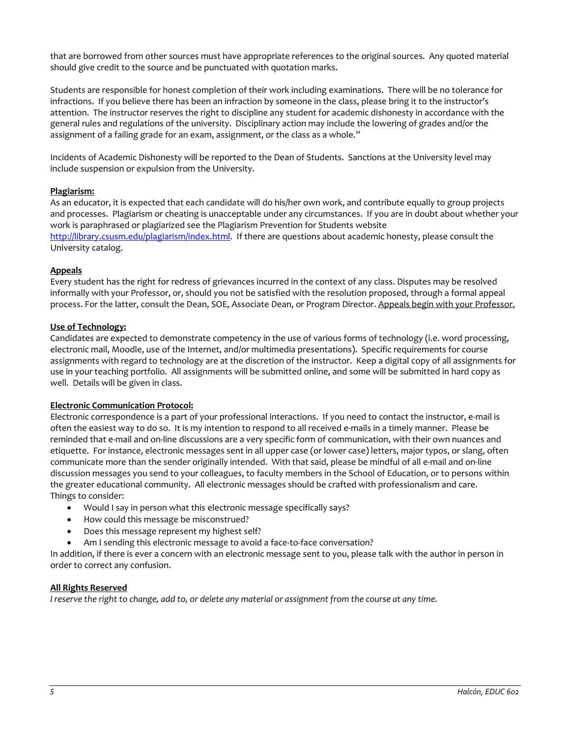that are borrowed from other sources must have appropriate references to the original sources. Any quoted material should give credit to the source and be punctuated with quotation marks.

Students are responsible for honest completion of their work including examinations. There will be no tolerance for infractions. If you believe there has been an infraction by someone in the class, please bring it to the instructor's attention. The instructor reserves the right to discipline any student for academic dishonesty in accordance with the general rules and regulations of the university. Disciplinary action may include the lowering of grades and/or the assignment of a failing grade for an exam, assignment, or the class as a whole."

Incidents of Academic Dishonesty will be reported to the Dean of Students. Sanctions at the University level may include suspension or expulsion from the University.

**Plagiarism:**

As an educator, it is expected that each candidate will do his/her own work, and contribute equally to group projects and processes. Plagiarism or cheating is unacceptable under any circumstances. If you are in doubt about whether your work is paraphrased or plagiarized see the Plagiarism Prevention for Students website http://library.csusm.edu/plagiarism/index.html. If there are questions about academic honesty, please consult the University catalog.

**Appeals**

Every student has the right for redress of grievances incurred in the context of any class. Disputes may be resolved informally with your Professor, or, should you not be satisfied with the resolution proposed, through a formal appeal process. For the latter, consult the Dean, SOE, Associate Dean, or Program Director. Appeals begin with your Professor.

**Use of Technology:**

Candidates are expected to demonstrate competency in the use of various forms of technology (i.e. word processing, electronic mail, Moodle, use of the Internet, and/or multimedia presentations). Specific requirements for course assignments with regard to technology are at the discretion of the instructor. Keep a digital copy of all assignments for use in your teaching portfolio. All assignments will be submitted online, and some will be submitted in hard copy as well. Details will be given in class.

**Electronic Communication Protocol:**

Electronic correspondence is a part of your professional interactions. If you need to contact the instructor, e-mail is often the easiest way to do so. It is my intention to respond to all received e-mails in a timely manner. Please be reminded that e-mail and on-line discussions are a very specific form of communication, with their own nuances and etiquette. For instance, electronic messages sent in all upper case (or lower case) letters, major typos, or slang, often communicate more than the sender originally intended. With that said, please be mindful of all e-mail and on-line discussion messages you send to your colleagues, to faculty members in the School of Education, or to persons within the greater educational community. All electronic messages should be crafted with professionalism and care.
Things to consider:

- Would I say in person what this electronic message specifically says?
- How could this message be misconstrued?
- Does this message represent my highest self?
- Am I sending this electronic message to avoid a face-to-face conversation?

In addition, if there is ever a concern with an electronic message sent to you, please talk with the author in person in order to correct any confusion.

**All Rights Reserved**

*I reserve the right to change, add to, or delete any material or assignment from the course at any time.*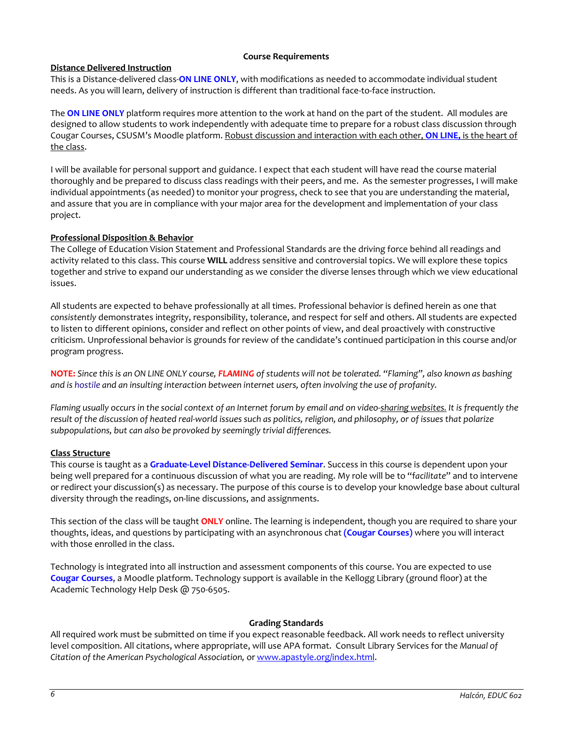## Course Requirements

### Distance Delivered Instruction

This is a Distance-delivered class-**ON LINE ONLY**, with modifications as needed to accommodate individual student needs. As you will learn, delivery of instruction is different than traditional face-to-face instruction.

The **ON LINE ONLY** platform requires more attention to the work at hand on the part of the student. All modules are designed to allow students to work independently with adequate time to prepare for a robust class discussion through Cougar Courses, CSUSM's Moodle platform. Robust discussion and interaction with each other, **ON LINE,** is the heart of the class.

I will be available for personal support and guidance. I expect that each student will have read the course material thoroughly and be prepared to discuss class readings with their peers, and me. As the semester progresses, I will make individual appointments (as needed) to monitor your progress, check to see that you are understanding the material, and assure that you are in compliance with your major area for the development and implementation of your class project.

### Professional Disposition & Behavior

The College of Education Vision Statement and Professional Standards are the driving force behind all readings and activity related to this class. This course **WILL** address sensitive and controversial topics. We will explore these topics together and strive to expand our understanding as we consider the diverse lenses through which we view educational issues.

All students are expected to behave professionally at all times. Professional behavior is defined herein as one that *consistently* demonstrates integrity, responsibility, tolerance, and respect for self and others. All students are expected to listen to different opinions, consider and reflect on other points of view, and deal proactively with constructive criticism. Unprofessional behavior is grounds for review of the candidate's continued participation in this course and/or program progress.

**NOTE:** *Since this is an ON LINE ONLY course, **FLAMING** of students will not be tolerated. "Flaming", also known as bashing and is hostile and an insulting interaction between internet users, often involving the use of profanity.*

*Flaming usually occurs in the social context of an Internet forum by email and on video-sharing websites. It is frequently the result of the discussion of heated real-world issues such as politics, religion, and philosophy, or of issues that polarize subpopulations, but can also be provoked by seemingly trivial differences.*

### Class Structure

This course is taught as a **Graduate-Level Distance-Delivered Seminar**. Success in this course is dependent upon your being well prepared for a continuous discussion of what you are reading. My role will be to "*facilitate*" and to intervene or redirect your discussion(s) as necessary. The purpose of this course is to develop your knowledge base about cultural diversity through the readings, on-line discussions, and assignments.

This section of the class will be taught **ONLY** online. The learning is independent, though you are required to share your thoughts, ideas, and questions by participating with an asynchronous chat **(Cougar Courses)** where you will interact with those enrolled in the class.

Technology is integrated into all instruction and assessment components of this course. You are expected to use **Cougar Courses**, a Moodle platform. Technology support is available in the Kellogg Library (ground floor) at the Academic Technology Help Desk @ 750-6505.

## Grading Standards

All required work must be submitted on time if you expect reasonable feedback. All work needs to reflect university level composition. All citations, where appropriate, will use APA format. Consult Library Services for the *Manual of Citation of the American Psychological Association,* or www.apastyle.org/index.html.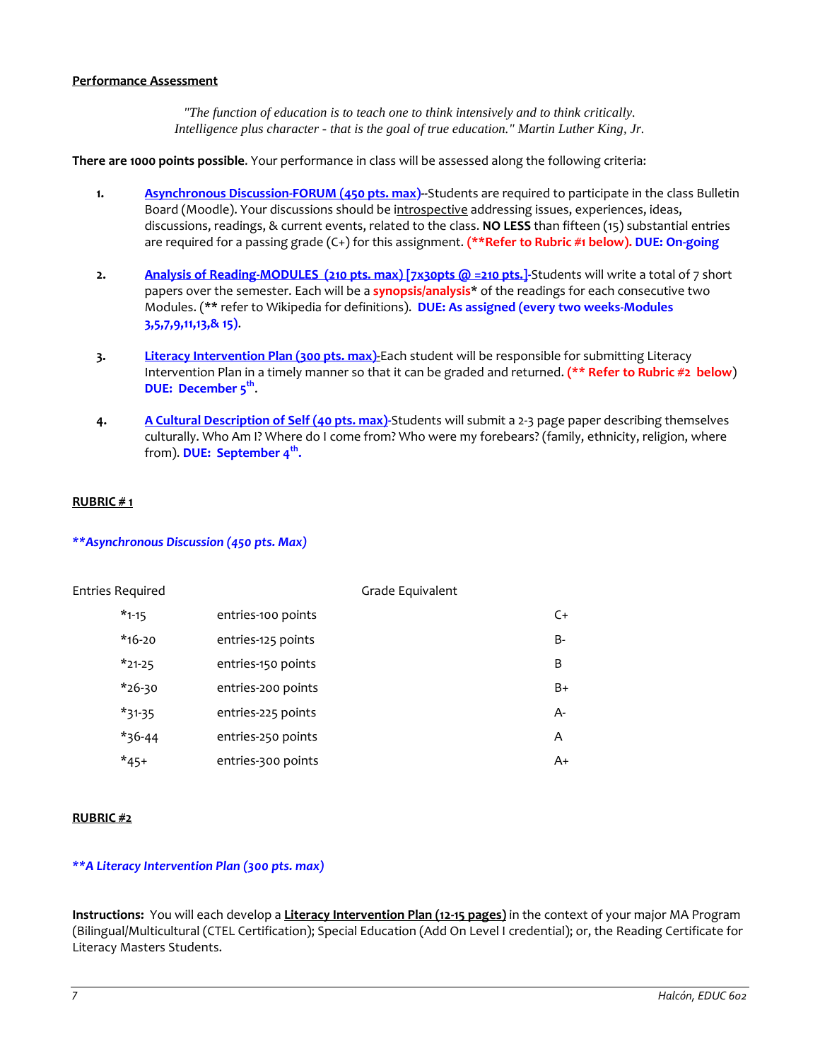**Performance Assessment**

*"The function of education is to teach one to think intensively and to think critically. Intelligence plus character - that is the goal of true education." Martin Luther King, Jr.*

**There are 1000 points possible**. Your performance in class will be assessed along the following criteria:

1. **Asynchronous Discussion-FORUM (450 pts. max)**--Students are required to participate in the class Bulletin Board (Moodle). Your discussions should be introspective addressing issues, experiences, ideas, discussions, readings, & current events, related to the class. **NO LESS** than fifteen (15) substantial entries are required for a passing grade (C+) for this assignment. **(**Refer to Rubric #1 below). DUE: On-going**

2. **Analysis of Reading-MODULES (210 pts. max) [7x30pts @ =210 pts.]**-Students will write a total of 7 short papers over the semester. Each will be a **synopsis/analysis*** of the readings for each consecutive two Modules. (** refer to Wikipedia for definitions). **DUE: As assigned (every two weeks-Modules 3,5,7,9,11,13,& 15)**.

3. **Literacy Intervention Plan (300 pts. max)**-Each student will be responsible for submitting Literacy Intervention Plan in a timely manner so that it can be graded and returned. **(** Refer to Rubric #2 below)** **DUE: December 5th**.

4. **A Cultural Description of Self (40 pts. max)**-Students will submit a 2-3 page paper describing themselves culturally. Who Am I? Where do I come from? Who were my forebears? (family, ethnicity, religion, where from). **DUE: September 4th.**

**RUBRIC # 1**

***\*\*Asynchronous Discussion (450 pts. Max)***

| Entries Required | | Grade Equivalent |
|---|---|---|
| *1-15 | entries-100 points | C+ |
| *16-20 | entries-125 points | B- |
| *21-25 | entries-150 points | B |
| *26-30 | entries-200 points | B+ |
| *31-35 | entries-225 points | A- |
| *36-44 | entries-250 points | A |
| *45+ | entries-300 points | A+ |

**RUBRIC #2**

***\*\*A Literacy Intervention Plan (300 pts. max)***

**Instructions:** You will each develop a **Literacy Intervention Plan (12-15 pages)** in the context of your major MA Program (Bilingual/Multicultural (CTEL Certification); Special Education (Add On Level I credential); or, the Reading Certificate for Literacy Masters Students.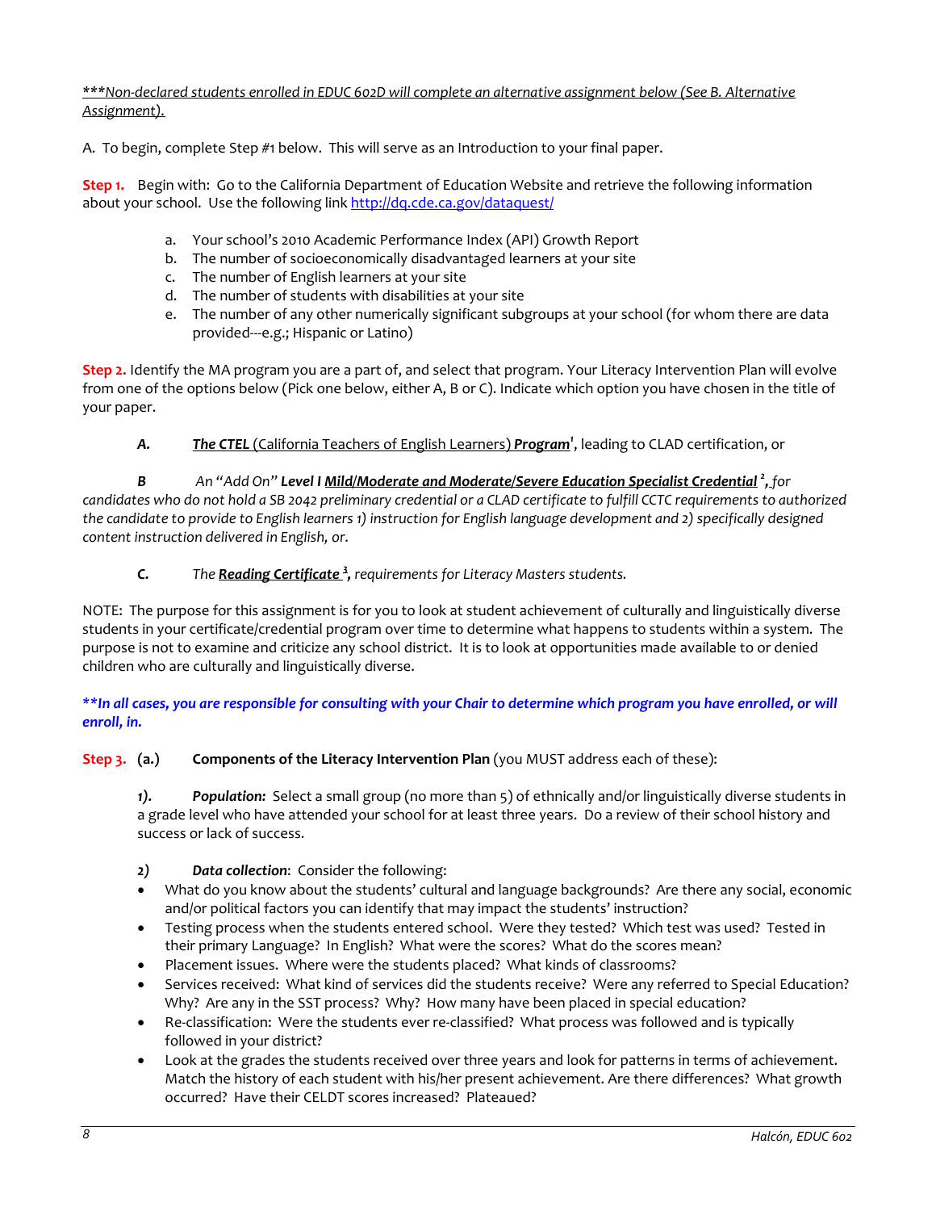***Non-declared students enrolled in EDUC 602D will complete an alternative assignment below (See B. Alternative Assignment).*

A. To begin, complete Step #1 below. This will serve as an Introduction to your final paper.

**Step 1.** Begin with: Go to the California Department of Education Website and retrieve the following information about your school. Use the following link http://dq.cde.ca.gov/dataquest/

a. Your school's 2010 Academic Performance Index (API) Growth Report
b. The number of socioeconomically disadvantaged learners at your site
c. The number of English learners at your site
d. The number of students with disabilities at your site
e. The number of any other numerically significant subgroups at your school (for whom there are data provided---e.g.; Hispanic or Latino)

**Step 2.** Identify the MA program you are a part of, and select that program. Your Literacy Intervention Plan will evolve from one of the options below (Pick one below, either A, B or C). Indicate which option you have chosen in the title of your paper.

***A.*** ***The CTEL*** (California Teachers of English Learners) ***Program***[1], leading to CLAD certification, or

***B*** *An "Add On"* ***Level I Mild/Moderate and Moderate/Severe Education Specialist Credential***[2], *for candidates who do not hold a SB 2042 preliminary credential or a CLAD certificate to fulfill CCTC requirements to authorized the candidate to provide to English learners 1) instruction for English language development and 2) specifically designed content instruction delivered in English, or.*

***C.*** *The* ***Reading Certificate***[3], *requirements for Literacy Masters students.*

NOTE: The purpose for this assignment is for you to look at student achievement of culturally and linguistically diverse students in your certificate/credential program over time to determine what happens to students within a system. The purpose is not to examine and criticize any school district. It is to look at opportunities made available to or denied children who are culturally and linguistically diverse.

***\*\*In all cases, you are responsible for consulting with your Chair to determine which program you have enrolled, or will enroll, in.***

**Step 3. (a.)** **Components of the Literacy Intervention Plan** (you MUST address each of these):

***1).*** ***Population:*** Select a small group (no more than 5) of ethnically and/or linguistically diverse students in a grade level who have attended your school for at least three years. Do a review of their school history and success or lack of success.

***2)*** ***Data collection***: Consider the following:

- What do you know about the students' cultural and language backgrounds? Are there any social, economic and/or political factors you can identify that may impact the students' instruction?
- Testing process when the students entered school. Were they tested? Which test was used? Tested in their primary Language? In English? What were the scores? What do the scores mean?
- Placement issues. Where were the students placed? What kinds of classrooms?
- Services received: What kind of services did the students receive? Were any referred to Special Education? Why? Are any in the SST process? Why? How many have been placed in special education?
- Re-classification: Were the students ever re-classified? What process was followed and is typically followed in your district?
- Look at the grades the students received over three years and look for patterns in terms of achievement. Match the history of each student with his/her present achievement. Are there differences? What growth occurred? Have their CELDT scores increased? Plateaued?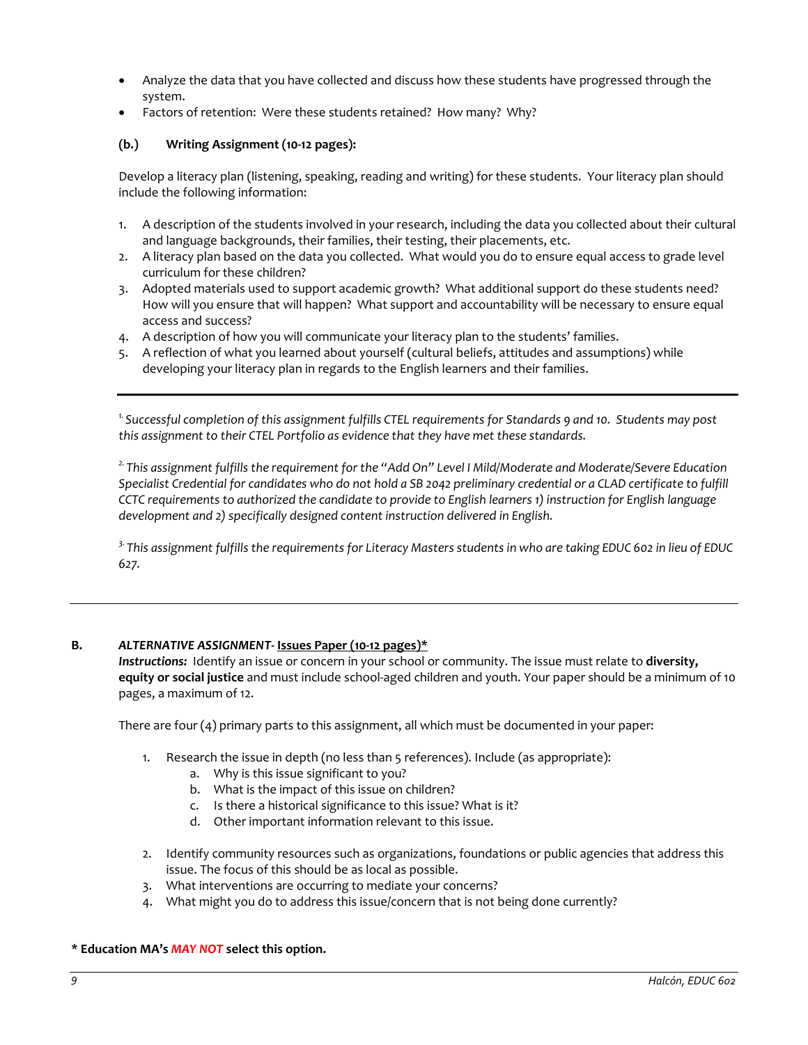- Analyze the data that you have collected and discuss how these students have progressed through the system.
- Factors of retention: Were these students retained? How many? Why?

**(b.) Writing Assignment (10-12 pages):**

Develop a literacy plan (listening, speaking, reading and writing) for these students. Your literacy plan should include the following information:

1. A description of the students involved in your research, including the data you collected about their cultural and language backgrounds, their families, their testing, their placements, etc.
2. A literacy plan based on the data you collected. What would you do to ensure equal access to grade level curriculum for these children?
3. Adopted materials used to support academic growth? What additional support do these students need? How will you ensure that will happen? What support and accountability will be necessary to ensure equal access and success?
4. A description of how you will communicate your literacy plan to the students' families.
5. A reflection of what you learned about yourself (cultural beliefs, attitudes and assumptions) while developing your literacy plan in regards to the English learners and their families.

---

[1.] *Successful completion of this assignment fulfills CTEL requirements for Standards 9 and 10. Students may post this assignment to their CTEL Portfolio as evidence that they have met these standards.*

[2.] *This assignment fulfills the requirement for the "Add On" Level I Mild/Moderate and Moderate/Severe Education Specialist Credential for candidates who do not hold a SB 2042 preliminary credential or a CLAD certificate to fulfill CCTC requirements to authorized the candidate to provide to English learners 1) instruction for English language development and 2) specifically designed content instruction delivered in English.*

[3.] *This assignment fulfills the requirements for Literacy Masters students in who are taking EDUC 602 in lieu of EDUC 627.*

---

**B.** ***ALTERNATIVE ASSIGNMENT*- <u>Issues Paper (10-12 pages)*</u>**

***Instructions:*** Identify an issue or concern in your school or community. The issue must relate to **diversity, equity or social justice** and must include school-aged children and youth. Your paper should be a minimum of 10 pages, a maximum of 12.

There are four (4) primary parts to this assignment, all which must be documented in your paper:

1. Research the issue in depth (no less than 5 references). Include (as appropriate):
   a. Why is this issue significant to you?
   b. What is the impact of this issue on children?
   c. Is there a historical significance to this issue? What is it?
   d. Other important information relevant to this issue.

2. Identify community resources such as organizations, foundations or public agencies that address this issue. The focus of this should be as local as possible.
3. What interventions are occurring to mediate your concerns?
4. What might you do to address this issue/concern that is not being done currently?

**\* Education MA's *MAY NOT* select this option.**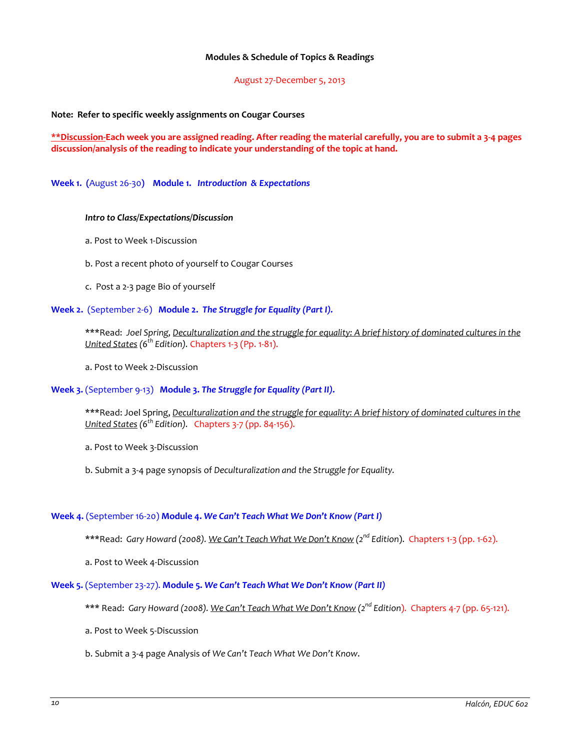**Modules & Schedule of Topics & Readings**

August 27-December 5, 2013

**Note: Refer to specific weekly assignments on Cougar Courses**

**<u>**Discussion-</u>Each week you are assigned reading. After reading the material carefully, you are to submit a 3-4 pages discussion/analysis of the reading to indicate your understanding of the topic at hand.**

**Week 1. (**August 26-30**)** **Module 1.** ***Introduction & Expectations***

***Intro to Class/Expectations/Discussion***

a. Post to Week 1-Discussion

b. Post a recent photo of yourself to Cougar Courses

c. Post a 2-3 page Bio of yourself

**Week 2.** (September 2-6) **Module 2.** ***The Struggle for Equality (Part I).***

***Read: *Joel Spring, <u>Deculturalization and the struggle for equality: A brief history of dominated cultures in the United States</u> (6th Edition).* Chapters 1-3 (Pp. 1-81).

a. Post to Week 2-Discussion

**Week 3.** (September 9-13) **Module 3.** ***The Struggle for Equality (Part II).***

***Read: Joel Spring, <u>*Deculturalization and the struggle for equality: A brief history of dominated cultures in the United States*</u> *(6th Edition).* Chapters 3-7 (pp. 84-156).

a. Post to Week 3-Discussion

b. Submit a 3-4 page synopsis of *Deculturalization and the Struggle for Equality.*

**Week 4.** (September 16-20) **Module 4.** ***We Can't Teach What We Don't Know (Part I)***

***Read: *Gary Howard (2008). <u>We Can't Teach What We Don't Know</u> (2nd Edition).* Chapters 1-3 (pp. 1-62).

a. Post to Week 4-Discussion

**Week 5.** (September 23-27). **Module 5.** ***We Can't Teach What We Don't Know (Part II)***

*** Read: *Gary Howard (2008). <u>We Can't Teach What We Don't Know</u> (2nd Edition).* Chapters 4-7 (pp. 65-121).

a. Post to Week 5-Discussion

b. Submit a 3-4 page Analysis of *We Can't Teach What We Don't Know*.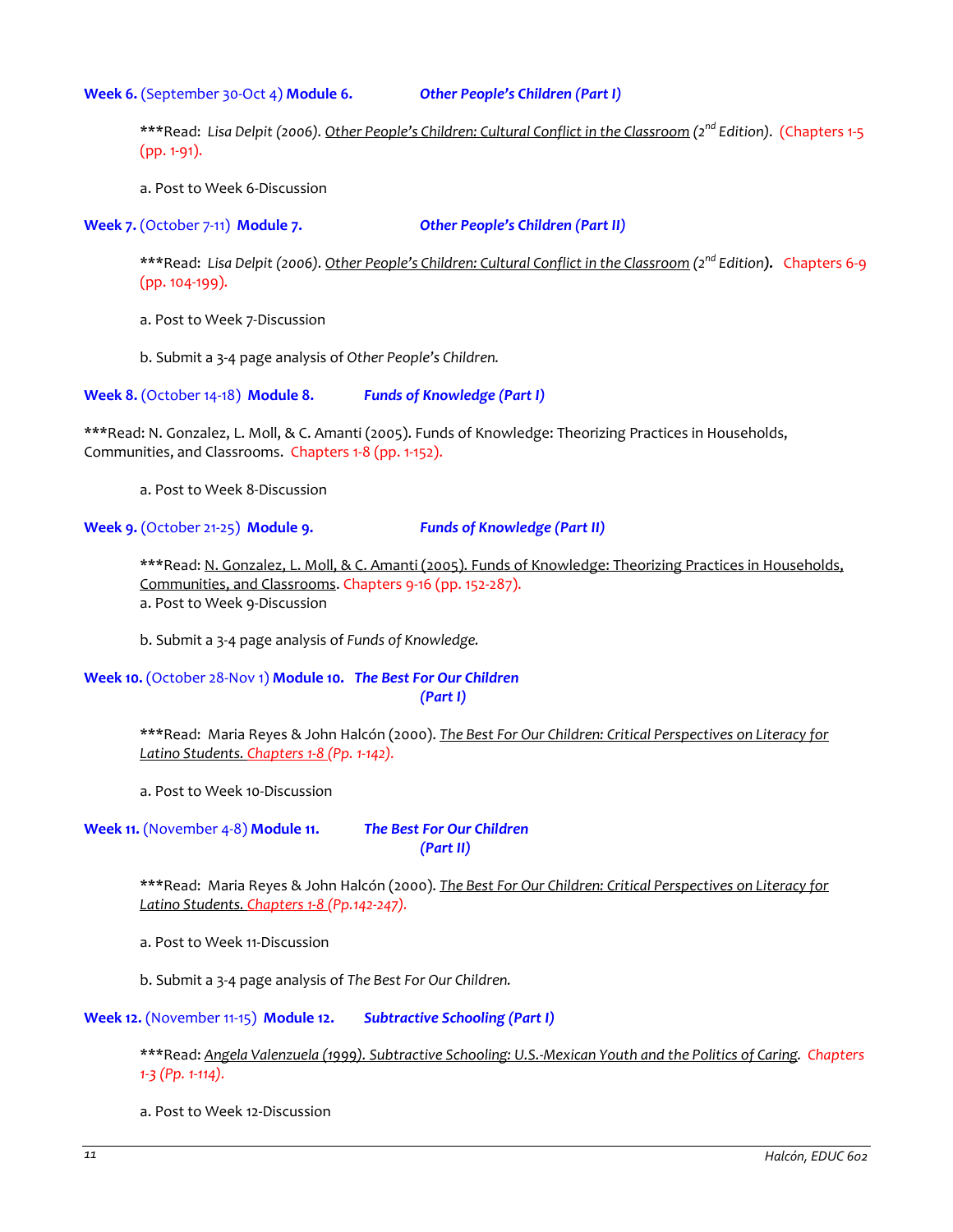**Week 6.** (September 30-Oct 4) **Module 6.** ***Other People's Children (Part I)***

***Read: *Lisa Delpit (2006). Other People's Children: Cultural Conflict in the Classroom (2nd Edition).* (Chapters 1-5 (pp. 1-91).

a. Post to Week 6-Discussion

**Week 7.** (October 7-11) **Module 7.** ***Other People's Children (Part II)***

***Read: *Lisa Delpit (2006). Other People's Children: Cultural Conflict in the Classroom (2nd Edition).* Chapters 6-9 (pp. 104-199).

a. Post to Week 7-Discussion

b. Submit a 3-4 page analysis of *Other People's Children.*

**Week 8.** (October 14-18) **Module 8.** ***Funds of Knowledge (Part I)***

***Read: N. Gonzalez, L. Moll, & C. Amanti (2005). Funds of Knowledge: Theorizing Practices in Households, Communities, and Classrooms. Chapters 1-8 (pp. 1-152).

a. Post to Week 8-Discussion

**Week 9.** (October 21-25) **Module 9.** ***Funds of Knowledge (Part II)***

***Read: N. Gonzalez, L. Moll, & C. Amanti (2005). Funds of Knowledge: Theorizing Practices in Households, Communities, and Classrooms. Chapters 9-16 (pp. 152-287).
a. Post to Week 9-Discussion

b. Submit a 3-4 page analysis of *Funds of Knowledge.*

**Week 10.** (October 28-Nov 1) **Module 10.** ***The Best For Our Children (Part I)***

***Read: Maria Reyes & John Halcón (2000). *The Best For Our Children: Critical Perspectives on Literacy for Latino Students.* *Chapters 1-8 (Pp. 1-142).*

a. Post to Week 10-Discussion

**Week 11.** (November 4-8) **Module 11.** ***The Best For Our Children (Part II)***

***Read: Maria Reyes & John Halcón (2000). *The Best For Our Children: Critical Perspectives on Literacy for Latino Students.* *Chapters 1-8 (Pp.142-247).*

a. Post to Week 11-Discussion

b. Submit a 3-4 page analysis of *The Best For Our Children.*

**Week 12.** (November 11-15) **Module 12.** ***Subtractive Schooling (Part I)***

***Read: *Angela Valenzuela (1999). Subtractive Schooling: U.S.-Mexican Youth and the Politics of Caring.* *Chapters 1-3 (Pp. 1-114).*

a. Post to Week 12-Discussion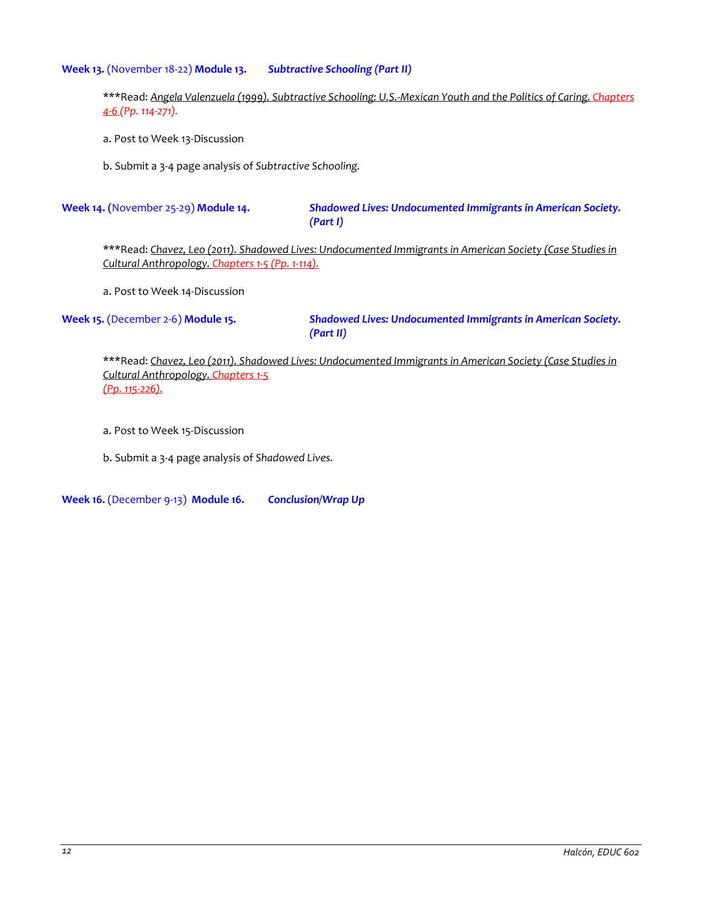**Week 13.** (November 18-22) **Module 13.** ***Subtractive Schooling (Part II)***

***Read: *Angela Valenzuela (1999). Subtractive Schooling: U.S.-Mexican Youth and the Politics of Caring.* Chapters 4-6 *(Pp. 114-271).*

a. Post to Week 13-Discussion

b. Submit a 3-4 page analysis of *Subtractive Schooling.*

**Week 14.** (November 25-29) **Module 14.** ***Shadowed Lives: Undocumented Immigrants in American Society. (Part I)***

***Read: *Chavez, Leo (2011). Shadowed Lives: Undocumented Immigrants in American Society (Case Studies in Cultural Anthropology.* Chapters 1-5 (Pp. 1-114).

a. Post to Week 14-Discussion

**Week 15.** (December 2-6) **Module 15.** ***Shadowed Lives: Undocumented Immigrants in American Society. (Part II)***

***Read: *Chavez, Leo (2011). Shadowed Lives: Undocumented Immigrants in American Society (Case Studies in Cultural Anthropology.* Chapters 1-5 *(Pp. 115-226).*

a. Post to Week 15-Discussion

b. Submit a 3-4 page analysis of *Shadowed Lives.*

**Week 16.** (December 9-13) **Module 16.** ***Conclusion/Wrap Up***